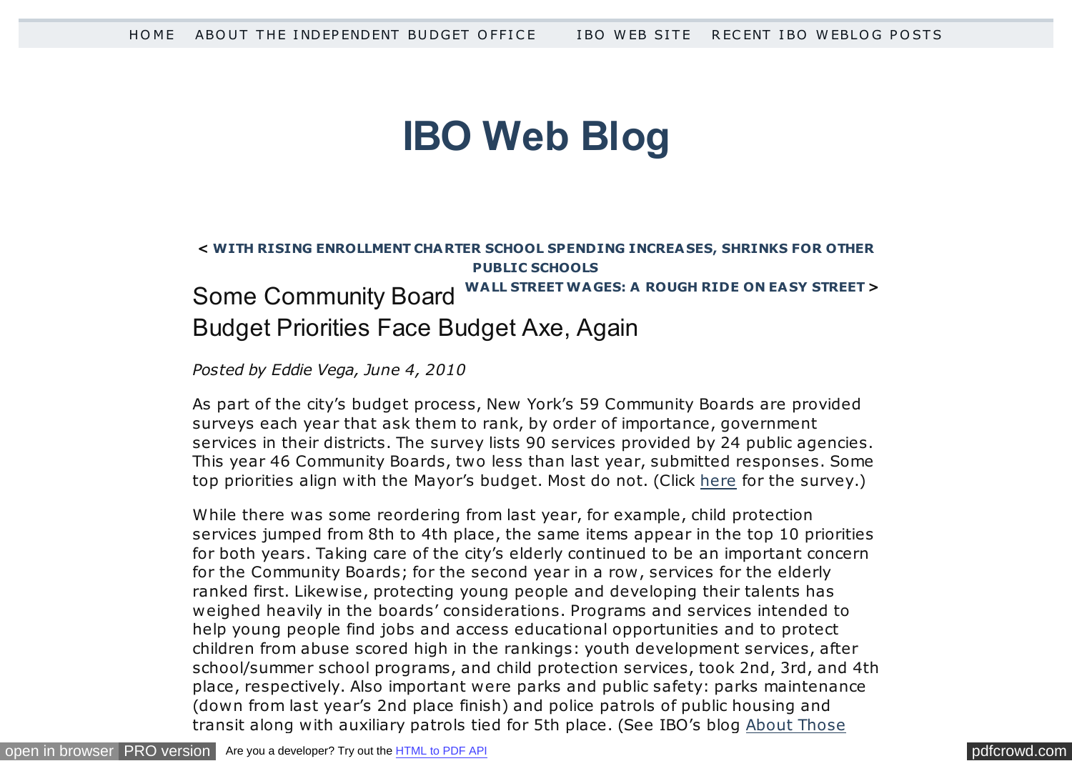HOME ABOUT THE INDEPENDENT BUDGET OFFICE IBO WEB SITE RECENT IBO WEBLOG POSTS

# IBO Web Blog

< **WITH RISING ENROLLMENT CHARTER SCHOOL SPENDING INCREASES, SHRINKS FOR OTHER PUBLIC SCHOOLS**

**WALL STREET WAGES: A ROUGH RIDE ON EASY STREET** >

## Some Community Board Budget Priorities Face Budget Axe, Again

*Posted by Eddie Vega, June 4, 2010*

As part of the city's budget process, New York's 59 Community Boards are provided surveys each year that ask them to rank, by order of importance, government services in their districts. The survey lists 90 services provided by 24 public agencies. This year 46 Community Boards, two less than last year, submitted responses. Some top priorities align with the Mayor's budget. Most do not. (Click here for the survey.)

While there was some reordering from last year, for example, child protection services jumped from 8th to 4th place, the same items appear in the top 10 priorities for both years. Taking care of the city's elderly continued to be an important concern for the Community Boards; for the second year in a row, services for the elderly ranked first. Likewise, protecting young people and developing their talents has weighed heavily in the boards' considerations. Programs and services intended to help young people find jobs and access educational opportunities and to protect children from abuse scored high in the rankings: youth development services, after school/summer school programs, and child protection services, took 2nd, 3rd, and 4th place, respectively. Also important were parks and public safety: parks maintenance (down from last year's 2nd place finish) and police patrols of public housing and transit along with auxiliary patrols tied for 5th place. (See IBO's blog About Those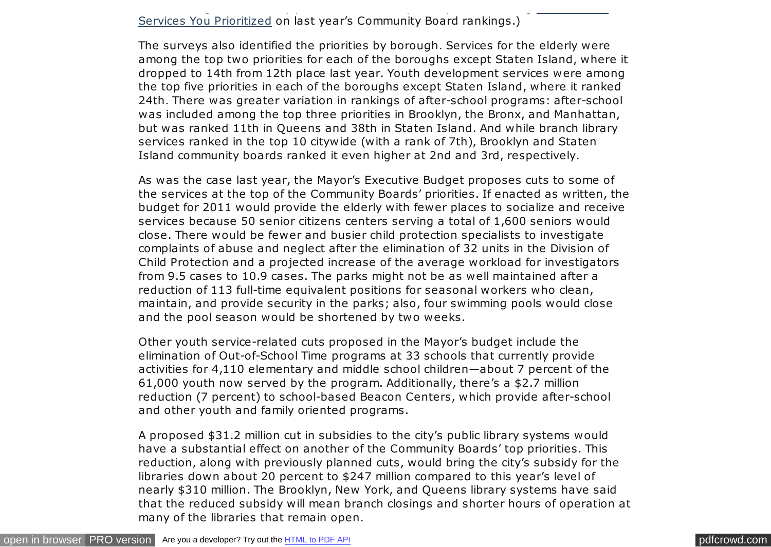Services You Prioritized on last year's Community Board rankings.)

The surveys also identified the priorities by borough. Services for the elderly were among the top two priorities for each of the boroughs except Staten Island, where it dropped to 14th from 12th place last year. Youth development services were among the top five priorities in each of the boroughs except Staten Island, where it ranked 24th. There was greater variation in rankings of after-school programs: after-school was included among the top three priorities in Brooklyn, the Bronx, and Manhattan, but was ranked 11th in Queens and 38th in Staten Island. And while branch library services ranked in the top 10 citywide (with a rank of 7th), Brooklyn and Staten Island community boards ranked it even higher at 2nd and 3rd, respectively.

As was the case last year, the Mayor's Executive Budget proposes cuts to some of the services at the top of the Community Boards' priorities. If enacted as written, the budget for 2011 would provide the elderly with fewer places to socialize and receive services because 50 senior citizens centers serving a total of 1,600 seniors would close. There would be fewer and busier child protection specialists to investigate complaints of abuse and neglect after the elimination of 32 units in the Division of Child Protection and a projected increase of the average workload for investigators from 9.5 cases to 10.9 cases. The parks might not be as well maintained after a reduction of 113 full-time equivalent positions for seasonal workers who clean, maintain, and provide security in the parks; also, four swimming pools would close and the pool season would be shortened by two weeks.

Other youth service-related cuts proposed in the Mayor's budget include the elimination of Out-of-School Time programs at 33 schools that currently provide activities for 4,110 elementary and middle school children—about 7 percent of the 61,000 youth now served by the program. Additionally, there's a $2.7 million reduction (7 percent) to school-based Beacon Centers, which provide after-school and other youth and family oriented programs.

A proposed $31.2 million cut in subsidies to the city's public library systems would have a substantial effect on another of the Community Boards' top priorities. This reduction, along with previously planned cuts, would bring the city's subsidy for the libraries down about 20 percent to $247 million compared to this year's level of nearly $310 million. The Brooklyn, New York, and Queens library systems have said that the reduced subsidy will mean branch closings and shorter hours of operation at many of the libraries that remain open.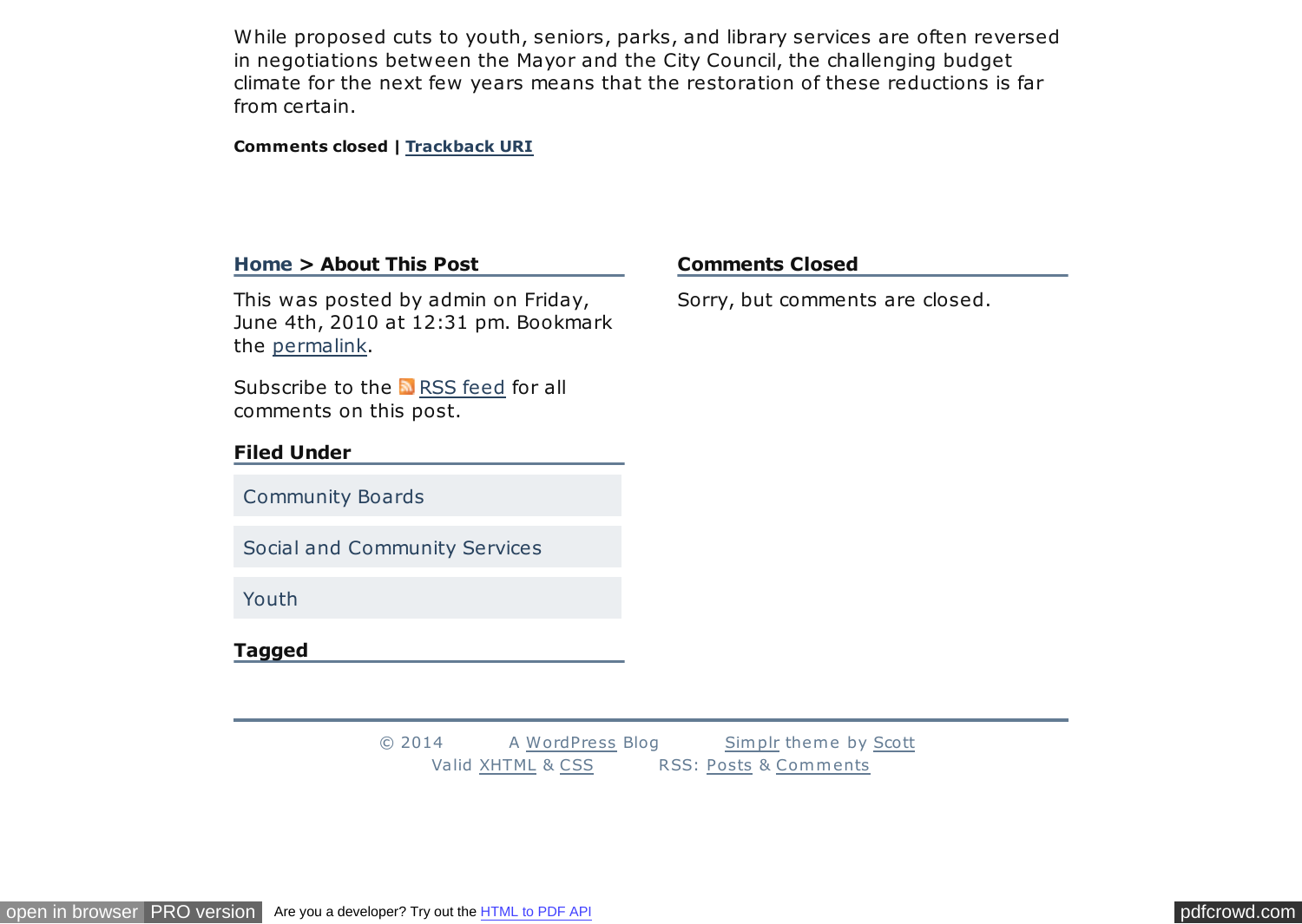While proposed cuts to youth, seniors, parks, and library services are often reversed in negotiations between the Mayor and the City Council, the challenging budget climate for the next few years means that the restoration of these reductions is far from certain.

**Comments closed | Trackback URI**

## Home > About This Post

This was posted by admin on Friday, June 4th, 2010 at 12:31 pm. Bookmark the permalink.

Subscribe to the RSS feed for all comments on this post.

### Filed Under

- Community Boards
- Social and Community Services
- Youth

### Tagged

## Comments Closed

Sorry, but comments are closed.

© 2014 A WordPress Blog Simplr theme by Scott
Valid XHTML & CSS RSS: Posts & Comments